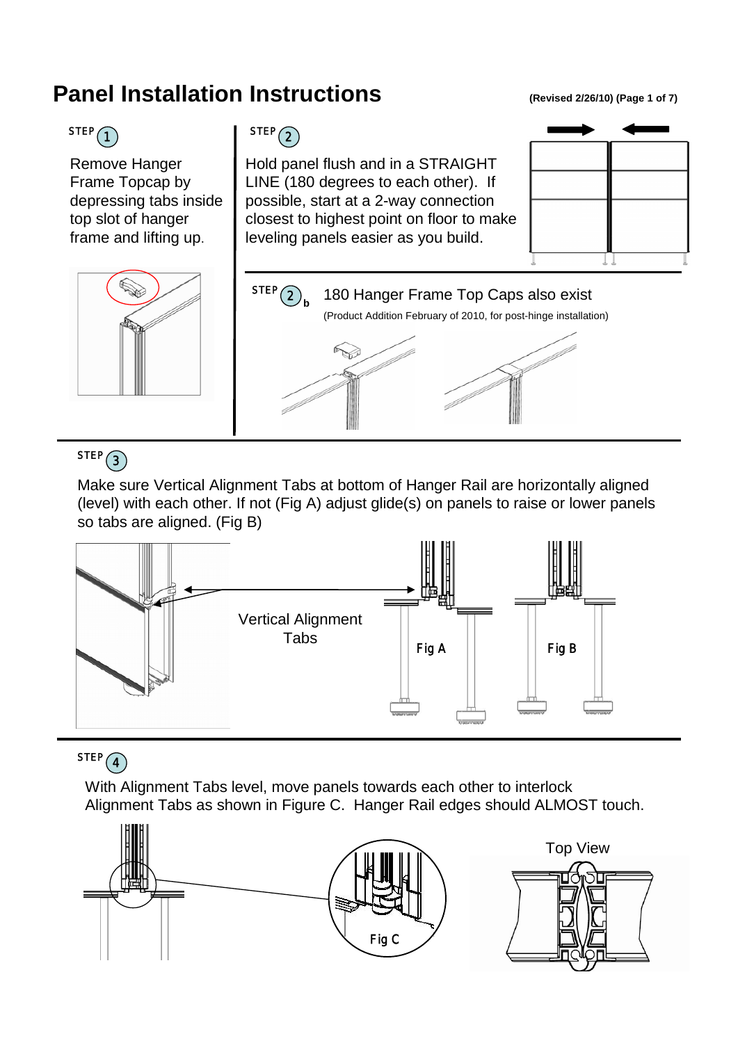# Panel Installation Instructions

(Revised 2/26/10)

## STEP 1

Remove Hanger Frame Topcap by depressing tabs inside top slot of hanger frame and lifting up.

## STEP 2

Hold panel flush and in a STRAIGHT LINE (180 degrees to each other). If possible, start at a 2-way connection closest to highest point on floor to make leveling panels easier as you build.

## STEP 2b

180 Hanger Frame Top Caps also exist

(Product Addition February of 2010, for post-hinge installation)

## STEP 3

Make sure Vertical Alignment Tabs at bottom of Hanger Rail are horizontally aligned (level) with each other. If not (Fig A) adjust glide(s) on panels to raise or lower panels so tabs are aligned. (Fig B)

Vertical Alignment Tabs

Fig A

Fig B

## STEP 4

With Alignment Tabs level, move panels towards each other to interlock Alignment Tabs as shown in Figure C. Hanger Rail edges should ALMOST touch.

Fig C

Top View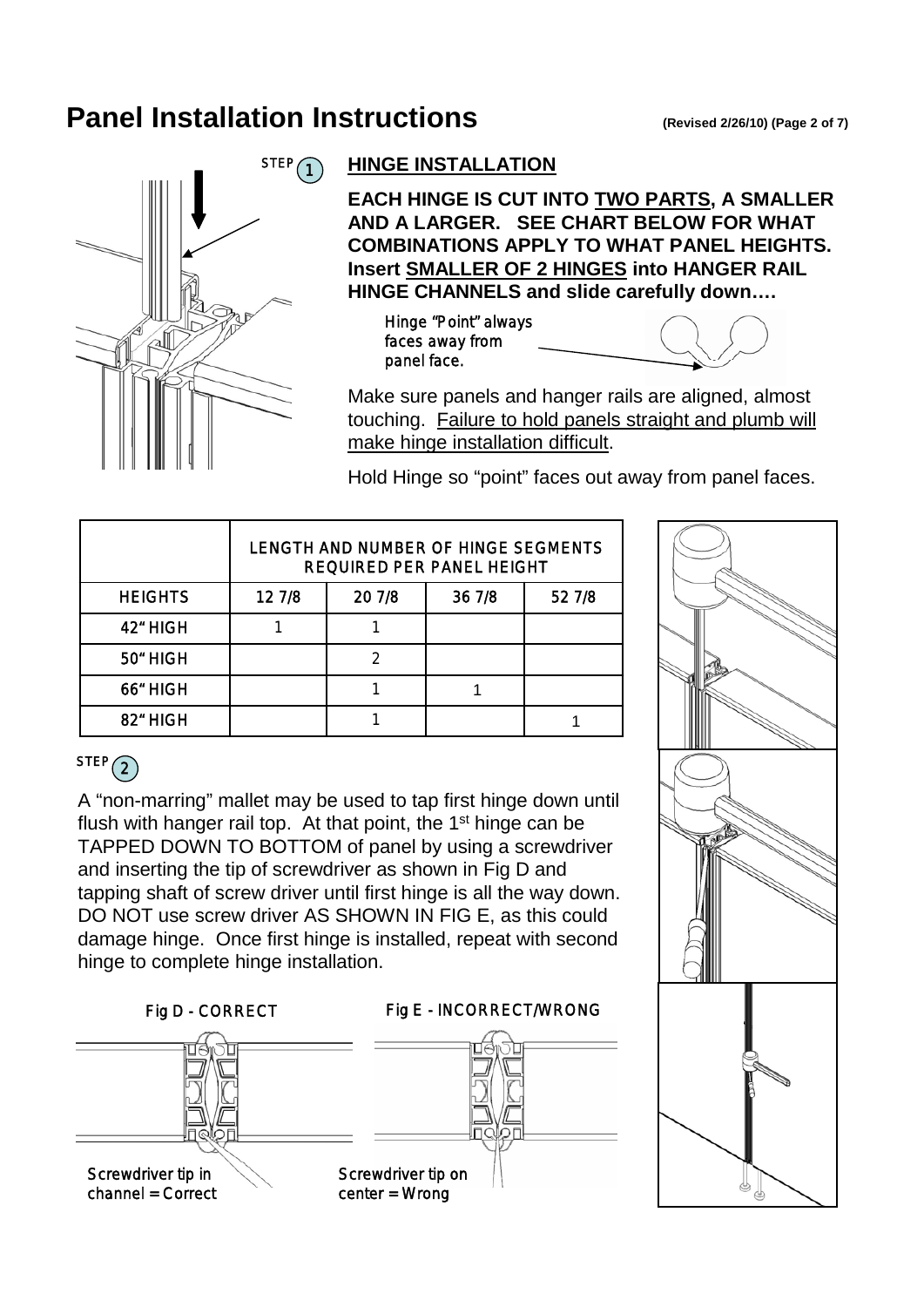# Panel Installation Instructions

(Revised 2/26/10)

STEP 1

## HINGE INSTALLATION

**EACH HINGE IS CUT INTO TWO PARTS, A SMALLER AND A LARGER. SEE CHART BELOW FOR WHAT COMBINATIONS APPLY TO WHAT PANEL HEIGHTS. Insert SMALLER OF 2 HINGES into HANGER RAIL HINGE CHANNELS and slide carefully down….**

Hinge "Point" always faces away from panel face.

Make sure panels and hanger rails are aligned, almost touching. Failure to hold panels straight and plumb will make hinge installation difficult.

Hold Hinge so "point" faces out away from panel faces.

| | LENGTH AND NUMBER OF HINGE SEGMENTS REQUIRED PER PANEL HEIGHT | | | |
|---|---|---|---|---|
| HEIGHTS | 12 7/8 | 20 7/8 | 36 7/8 | 52 7/8 |
| 42" HIGH | 1 | 1 | | |
| 50" HIGH | | 2 | | |
| 66" HIGH | | 1 | 1 | |
| 82" HIGH | | 1 | | 1 |

STEP 2

A "non-marring" mallet may be used to tap first hinge down until flush with hanger rail top. At that point, the 1st hinge can be TAPPED DOWN TO BOTTOM of panel by using a screwdriver and inserting the tip of screwdriver as shown in Fig D and tapping shaft of screw driver until first hinge is all the way down. DO NOT use screw driver AS SHOWN IN FIG E, as this could damage hinge. Once first hinge is installed, repeat with second hinge to complete hinge installation.

Fig D - CORRECT

Screwdriver tip in channel = Correct

Fig E - INCORRECT/WRONG

Screwdriver tip on center = Wrong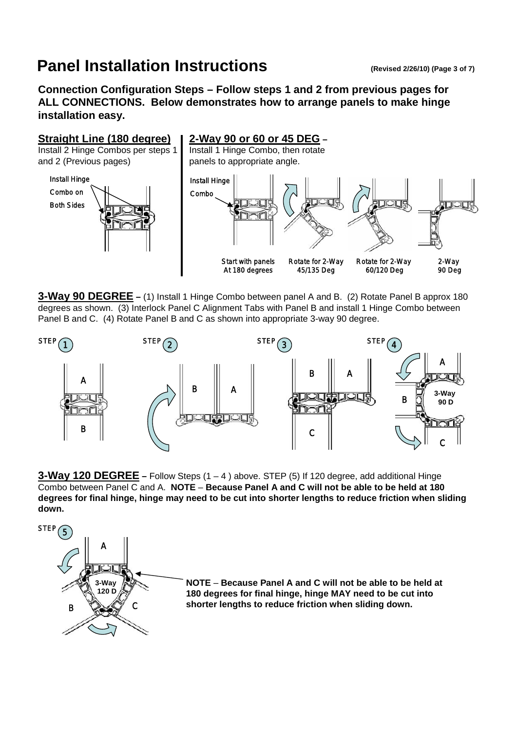# Panel Installation Instructions

**(Revised 2/26/10)**

**Connection Configuration Steps – Follow steps 1 and 2 from previous pages for ALL CONNECTIONS. Below demonstrates how to arrange panels to make hinge installation easy.**

## Straight Line (180 degree)

Install 2 Hinge Combos per steps 1 and 2 (Previous pages)

Install Hinge Combo on Both Sides

## 2-Way 90 or 60 or 45 DEG –

Install 1 Hinge Combo, then rotate panels to appropriate angle.

Install Hinge Combo

Start with panels At 180 degrees | Rotate for 2-Way 45/135 Deg | Rotate for 2-Way 60/120 Deg | 2-Way 90 Deg

## 3-Way 90 DEGREE

**3-Way 90 DEGREE –** (1) Install 1 Hinge Combo between panel A and B. (2) Rotate Panel B approx 180 degrees as shown. (3) Interlock Panel C Alignment Tabs with Panel B and install 1 Hinge Combo between Panel B and C. (4) Rotate Panel B and C as shown into appropriate 3-way 90 degree.

STEP 1 | STEP 2 | STEP 3 | STEP 4

3-Way 90 D

## 3-Way 120 DEGREE

**3-Way 120 DEGREE –** Follow Steps (1 – 4 ) above. STEP (5) If 120 degree, add additional Hinge Combo between Panel C and A. **NOTE – Because Panel A and C will not be able to be held at 180 degrees for final hinge, hinge may need to be cut into shorter lengths to reduce friction when sliding down.**

STEP 5

3-Way 120 D

**NOTE – Because Panel A and C will not be able to be held at 180 degrees for final hinge, hinge MAY need to be cut into shorter lengths to reduce friction when sliding down.**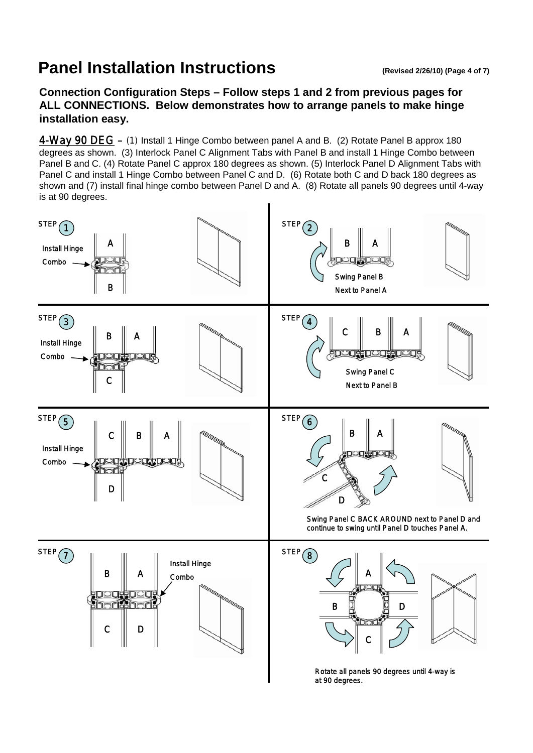# Panel Installation Instructions

**(Revised 2/26/10)**

## Connection Configuration Steps – Follow steps 1 and 2 from previous pages for ALL CONNECTIONS. Below demonstrates how to arrange panels to make hinge installation easy.

**4-Way 90 DEG** – (1) Install 1 Hinge Combo between panel A and B. (2) Rotate Panel B approx 180 degrees as shown. (3) Interlock Panel C Alignment Tabs with Panel B and install 1 Hinge Combo between Panel B and C. (4) Rotate Panel C approx 180 degrees as shown. (5) Interlock Panel D Alignment Tabs with Panel C and install 1 Hinge Combo between Panel C and D. (6) Rotate both C and D back 180 degrees as shown and (7) install final hinge combo between Panel D and A. (8) Rotate all panels 90 degrees until 4-way is at 90 degrees.

STEP 1

A

Install Hinge Combo

B

STEP 2

B A

Swing Panel B Next to Panel A

STEP 3

B A

Install Hinge Combo

C

STEP 4

C B A

Swing Panel C Next to Panel B

STEP 5

C B A

Install Hinge Combo

D

STEP 6

B A

C

D

Swing Panel C BACK AROUND next to Panel D and continue to swing until Panel D touches Panel A.

STEP 7

B A

Install Hinge Combo

C D

STEP 8

A

B D

C

Rotate all panels 90 degrees until 4-way is at 90 degrees.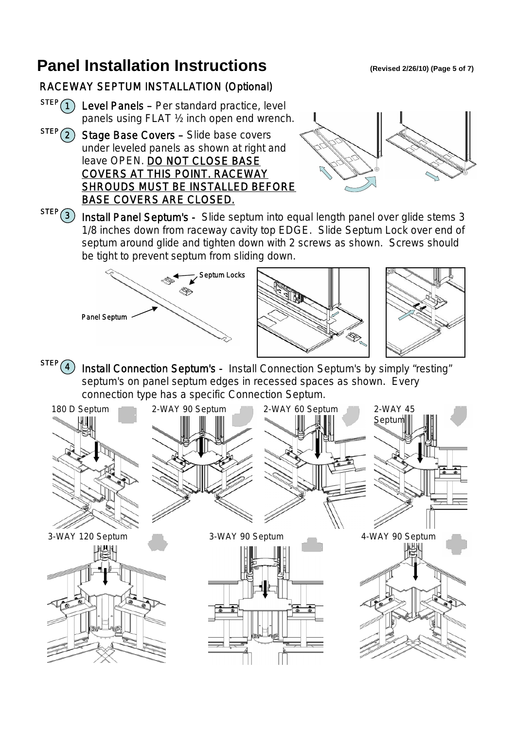# Panel Installation Instructions

**(Revised 2/26/10)**

## RACEWAY SEPTUM INSTALLATION (Optional)

**STEP 1** **Level Panels** – Per standard practice, level panels using FLAT ½ inch open end wrench.

**STEP 2** **Stage Base Covers** – Slide base covers under leveled panels as shown at right and leave OPEN. DO NOT CLOSE BASE COVERS AT THIS POINT. RACEWAY SHROUDS MUST BE INSTALLED BEFORE BASE COVERS ARE CLOSED.

**STEP 3** **Install Panel Septum's** - Slide septum into equal length panel over glide stems 3 1/8 inches down from raceway cavity top EDGE. Slide Septum Lock over end of septum around glide and tighten down with 2 screws as shown. Screws should be tight to prevent septum from sliding down.

Septum Locks

Panel Septum

**STEP 4** **Install Connection Septum's** - Install Connection Septum's by simply "resting" septum's on panel septum edges in recessed spaces as shown. Every connection type has a specific Connection Septum.

180 D Septum

2-WAY 90 Septum

2-WAY 60 Septum

2-WAY 45 Septum

3-WAY 120 Septum

3-WAY 90 Septum

4-WAY 90 Septum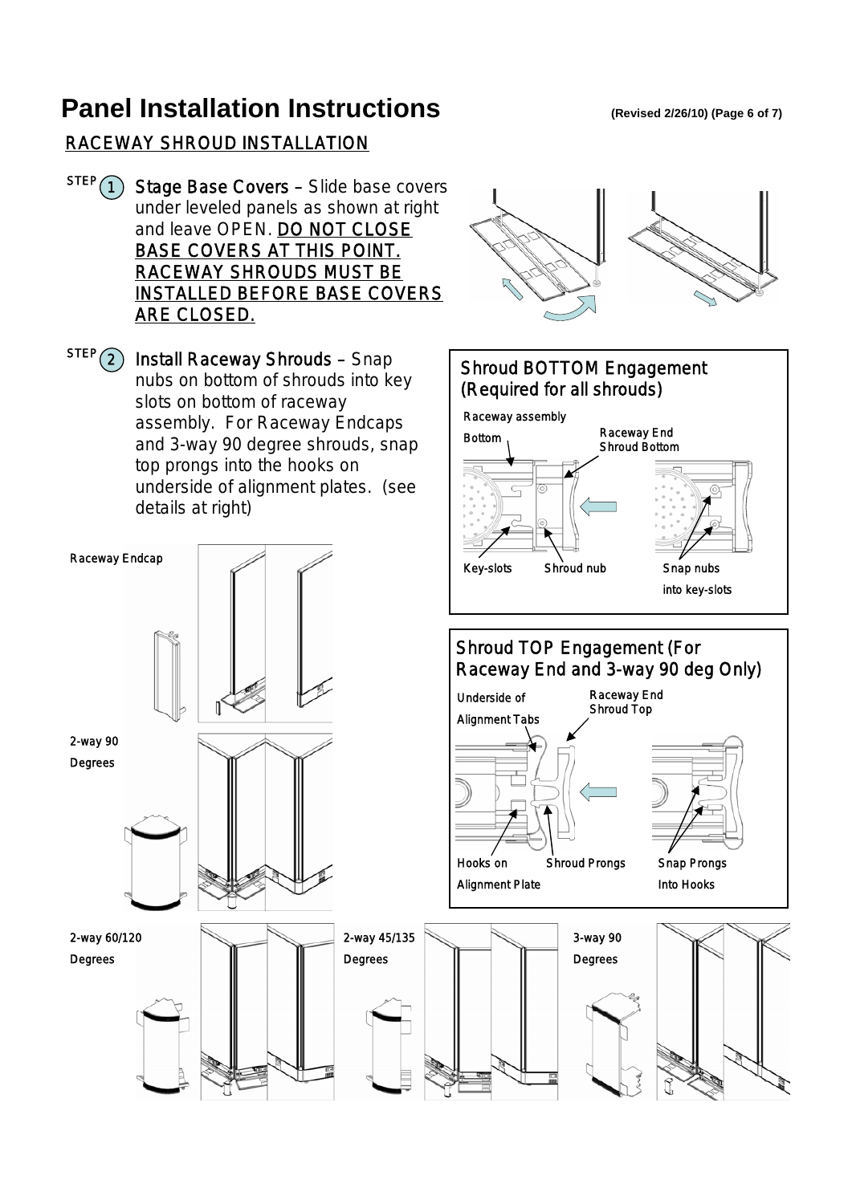# Panel Installation Instructions

(Revised 2/26/10)

## RACEWAY SHROUD INSTALLATION

**STEP 1** **Stage Base Covers** – Slide base covers under leveled panels as shown at right and leave OPEN. **DO NOT CLOSE BASE COVERS AT THIS POINT. RACEWAY SHROUDS MUST BE INSTALLED BEFORE BASE COVERS ARE CLOSED.**

**STEP 2** **Install Raceway Shrouds** – Snap nubs on bottom of shrouds into key slots on bottom of raceway assembly. For Raceway Endcaps and 3-way 90 degree shrouds, snap top prongs into the hooks on underside of alignment plates. (see details at right)

### Shroud BOTTOM Engagement (Required for all shrouds)

Raceway assembly Bottom

Raceway End Shroud Bottom

Key-slots

Shroud nub

Snap nubs into key-slots

### Shroud TOP Engagement (For Raceway End and 3-way 90 deg Only)

Underside of Alignment Tabs

Raceway End Shroud Top

Hooks on Alignment Plate

Shroud Prongs

Snap Prongs Into Hooks

Raceway Endcap

2-way 90 Degrees

2-way 60/120 Degrees

2-way 45/135 Degrees

3-way 90 Degrees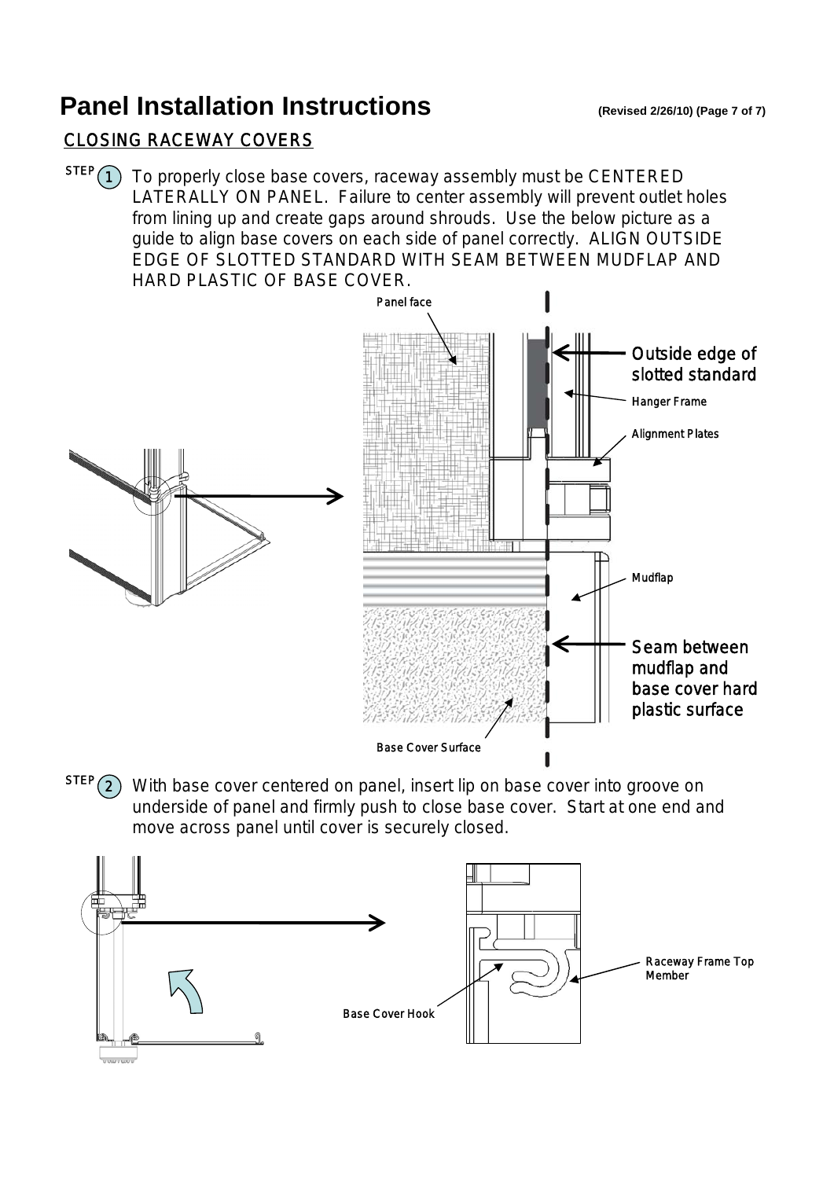# Panel Installation Instructions

(Revised 2/26/10)

## CLOSING RACEWAY COVERS

STEP 1 To properly close base covers, raceway assembly must be CENTERED LATERALLY ON PANEL. Failure to center assembly will prevent outlet holes from lining up and create gaps around shrouds. Use the below picture as a guide to align base covers on each side of panel correctly. ALIGN OUTSIDE EDGE OF SLOTTED STANDARD WITH SEAM BETWEEN MUDFLAP AND HARD PLASTIC OF BASE COVER.

Panel face

Outside edge of slotted standard

Hanger Frame

Alignment Plates

Mudflap

Seam between mudflap and base cover hard plastic surface

Base Cover Surface

STEP 2 With base cover centered on panel, insert lip on base cover into groove on underside of panel and firmly push to close base cover. Start at one end and move across panel until cover is securely closed.

Raceway Frame Top Member

Base Cover Hook